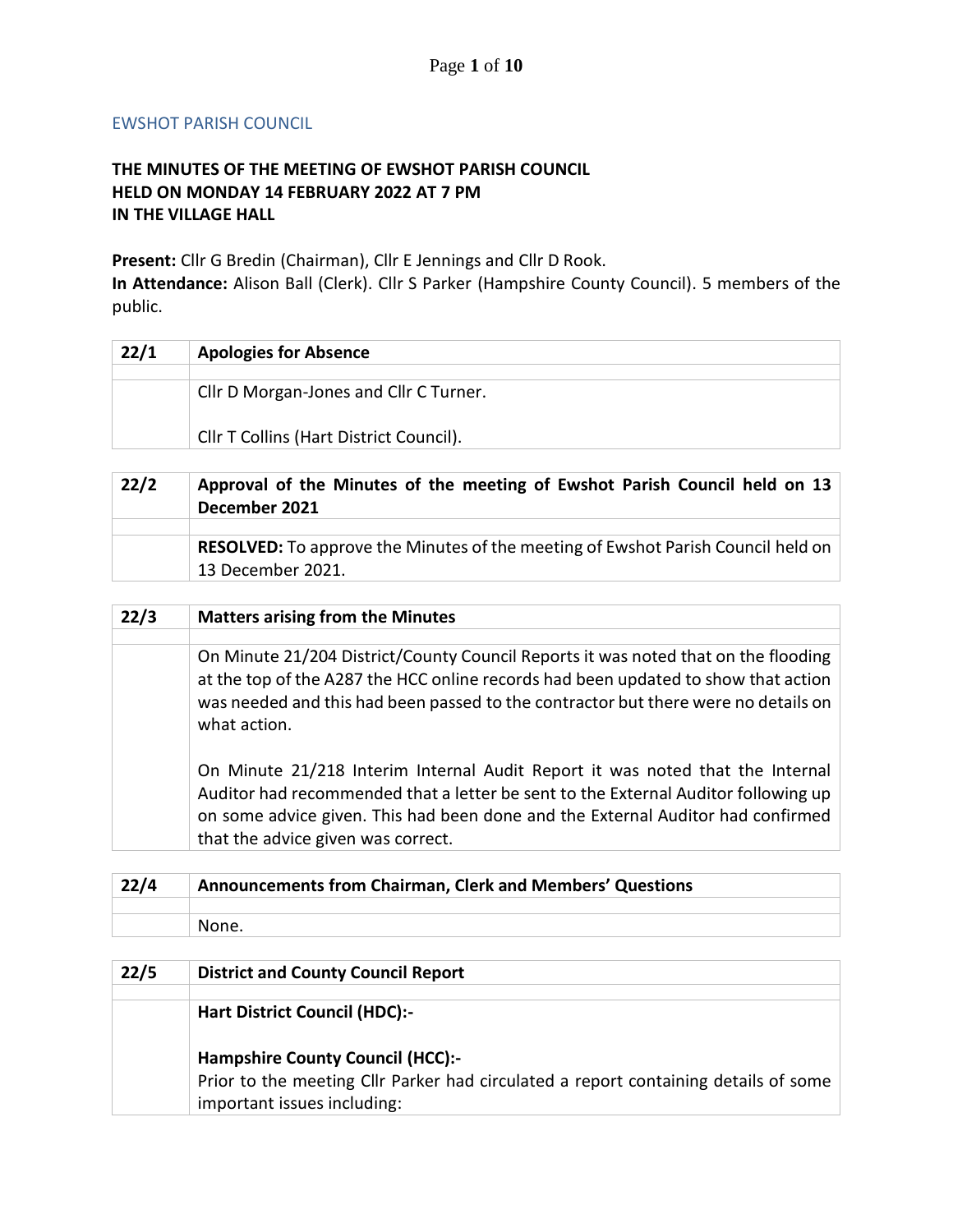EWSHOT PARISH COUNCIL

# THE MINUTES OF THE MEETING OF EWSHOT PARISH COUNCIL HELD ON MONDAY 14 FEBRUARY 2022 AT 7 PM IN THE VILLAGE HALL

**Present:** Cllr G Bredin (Chairman), Cllr E Jennings and Cllr D Rook.
**In Attendance:** Alison Ball (Clerk). Cllr S Parker (Hampshire County Council). 5 members of the public.

| 22/1 | **Apologies for Absence** |
|---|---|
| | |
| | Cllr D Morgan-Jones and Cllr C Turner.<br><br>Cllr T Collins (Hart District Council). |

| 22/2 | **Approval of the Minutes of the meeting of Ewshot Parish Council held on 13 December 2021** |
|---|---|
| | |
| | **RESOLVED:** To approve the Minutes of the meeting of Ewshot Parish Council held on 13 December 2021. |

| 22/3 | **Matters arising from the Minutes** |
|---|---|
| | |
| | On Minute 21/204 District/County Council Reports it was noted that on the flooding at the top of the A287 the HCC online records had been updated to show that action was needed and this had been passed to the contractor but there were no details on what action.<br><br>On Minute 21/218 Interim Internal Audit Report it was noted that the Internal Auditor had recommended that a letter be sent to the External Auditor following up on some advice given. This had been done and the External Auditor had confirmed that the advice given was correct. |

| 22/4 | **Announcements from Chairman, Clerk and Members' Questions** |
|---|---|
| | |
| | None. |

| 22/5 | **District and County Council Report** |
|---|---|
| | |
| | **Hart District Council (HDC):-**<br><br>**Hampshire County Council (HCC):-**<br>Prior to the meeting Cllr Parker had circulated a report containing details of some important issues including: |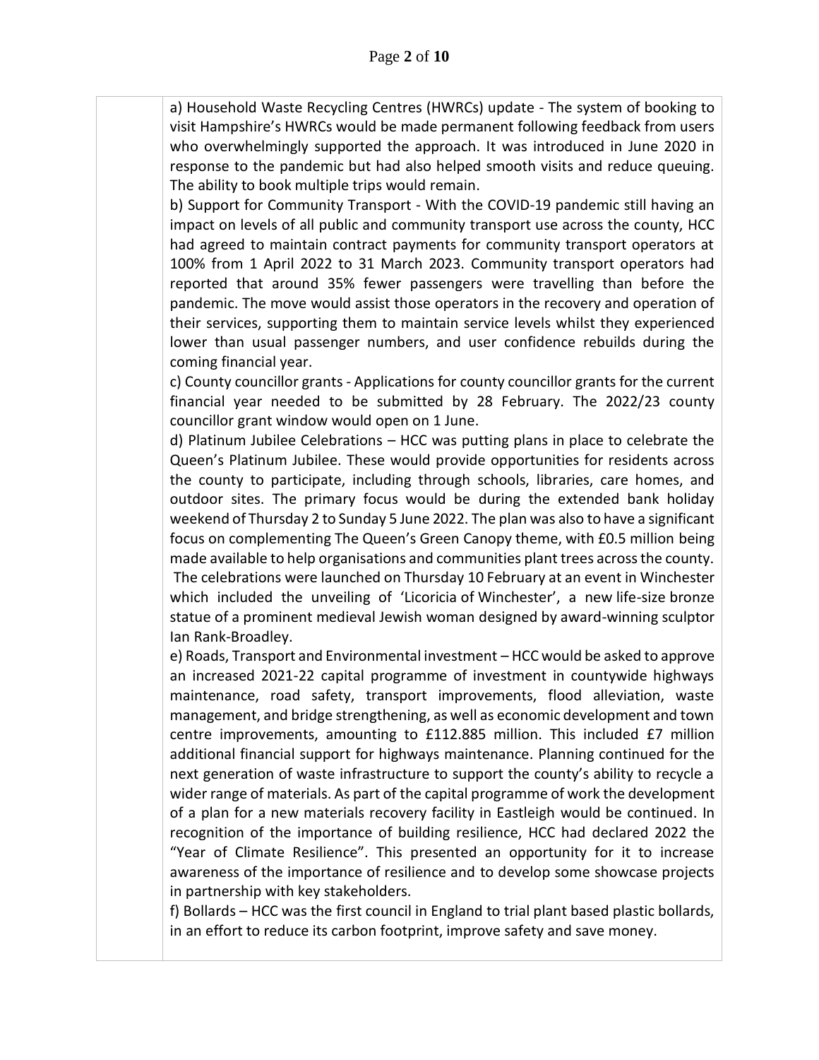a) Household Waste Recycling Centres (HWRCs) update - The system of booking to visit Hampshire's HWRCs would be made permanent following feedback from users who overwhelmingly supported the approach. It was introduced in June 2020 in response to the pandemic but had also helped smooth visits and reduce queuing. The ability to book multiple trips would remain.

b) Support for Community Transport - With the COVID-19 pandemic still having an impact on levels of all public and community transport use across the county, HCC had agreed to maintain contract payments for community transport operators at 100% from 1 April 2022 to 31 March 2023. Community transport operators had reported that around 35% fewer passengers were travelling than before the pandemic. The move would assist those operators in the recovery and operation of their services, supporting them to maintain service levels whilst they experienced lower than usual passenger numbers, and user confidence rebuilds during the coming financial year.

c) County councillor grants - Applications for county councillor grants for the current financial year needed to be submitted by 28 February. The 2022/23 county councillor grant window would open on 1 June.

d) Platinum Jubilee Celebrations – HCC was putting plans in place to celebrate the Queen's Platinum Jubilee. These would provide opportunities for residents across the county to participate, including through schools, libraries, care homes, and outdoor sites. The primary focus would be during the extended bank holiday weekend of Thursday 2 to Sunday 5 June 2022. The plan was also to have a significant focus on complementing The Queen's Green Canopy theme, with £0.5 million being made available to help organisations and communities plant trees across the county. The celebrations were launched on Thursday 10 February at an event in Winchester which included the unveiling of 'Licoricia of Winchester', a new life-size bronze statue of a prominent medieval Jewish woman designed by award-winning sculptor Ian Rank-Broadley.

e) Roads, Transport and Environmental investment – HCC would be asked to approve an increased 2021-22 capital programme of investment in countywide highways maintenance, road safety, transport improvements, flood alleviation, waste management, and bridge strengthening, as well as economic development and town centre improvements, amounting to £112.885 million. This included £7 million additional financial support for highways maintenance. Planning continued for the next generation of waste infrastructure to support the county's ability to recycle a wider range of materials. As part of the capital programme of work the development of a plan for a new materials recovery facility in Eastleigh would be continued. In recognition of the importance of building resilience, HCC had declared 2022 the "Year of Climate Resilience". This presented an opportunity for it to increase awareness of the importance of resilience and to develop some showcase projects in partnership with key stakeholders.

f) Bollards – HCC was the first council in England to trial plant based plastic bollards, in an effort to reduce its carbon footprint, improve safety and save money.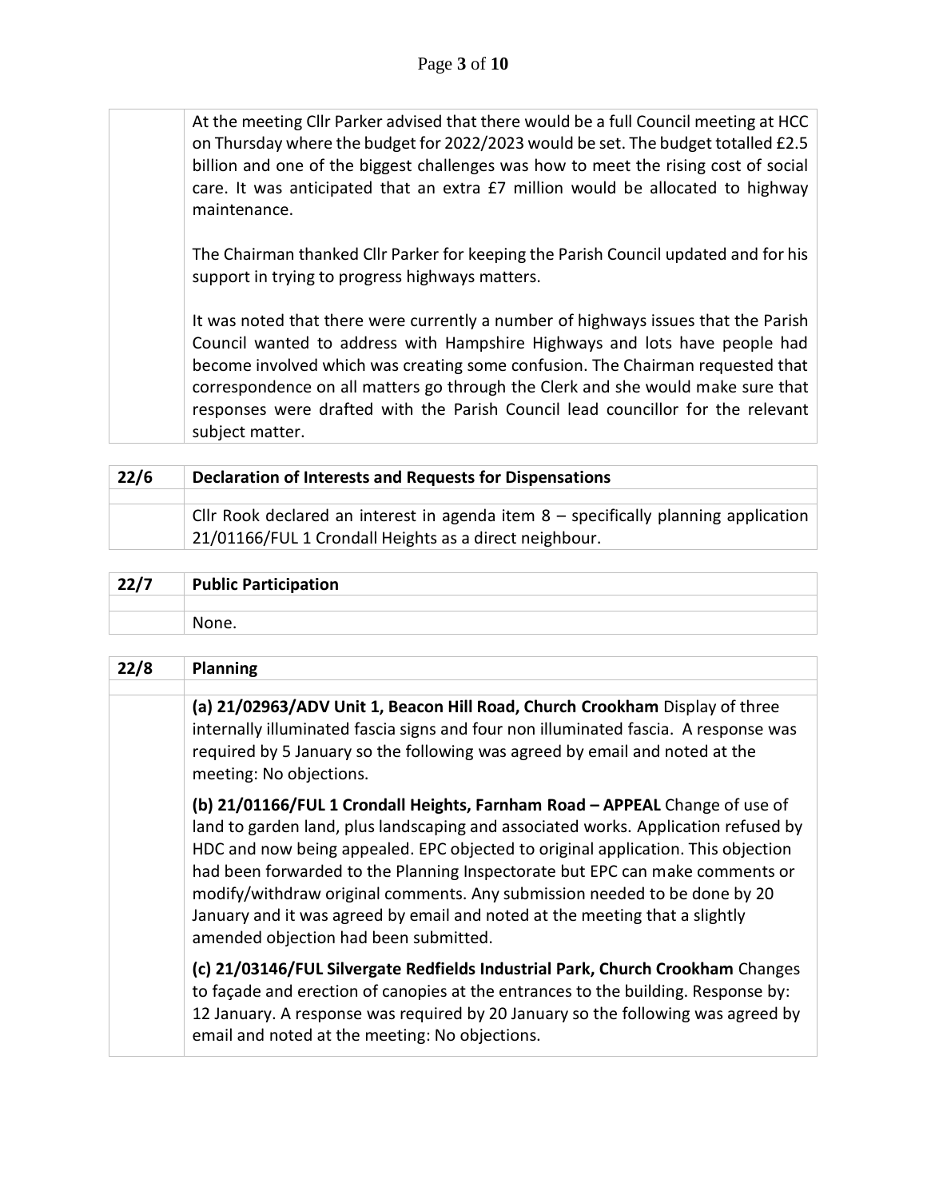| | |
|---|---|
| | At the meeting Cllr Parker advised that there would be a full Council meeting at HCC on Thursday where the budget for 2022/2023 would be set. The budget totalled £2.5 billion and one of the biggest challenges was how to meet the rising cost of social care. It was anticipated that an extra £7 million would be allocated to highway maintenance.<br><br>The Chairman thanked Cllr Parker for keeping the Parish Council updated and for his support in trying to progress highways matters.<br><br>It was noted that there were currently a number of highways issues that the Parish Council wanted to address with Hampshire Highways and lots have people had become involved which was creating some confusion. The Chairman requested that correspondence on all matters go through the Clerk and she would make sure that responses were drafted with the Parish Council lead councillor for the relevant subject matter. |

| 22/6 | Declaration of Interests and Requests for Dispensations |
|---|---|
| | |
| | Cllr Rook declared an interest in agenda item 8 – specifically planning application 21/01166/FUL 1 Crondall Heights as a direct neighbour. |

| 22/7 | Public Participation |
|---|---|
| | |
| | None. |

| 22/8 | Planning |
|---|---|
| | |
| | **(a) 21/02963/ADV Unit 1, Beacon Hill Road, Church Crookham** Display of three internally illuminated fascia signs and four non illuminated fascia. A response was required by 5 January so the following was agreed by email and noted at the meeting: No objections.<br><br>**(b) 21/01166/FUL 1 Crondall Heights, Farnham Road – APPEAL** Change of use of land to garden land, plus landscaping and associated works. Application refused by HDC and now being appealed. EPC objected to original application. This objection had been forwarded to the Planning Inspectorate but EPC can make comments or modify/withdraw original comments. Any submission needed to be done by 20 January and it was agreed by email and noted at the meeting that a slightly amended objection had been submitted.<br><br>**(c) 21/03146/FUL Silvergate Redfields Industrial Park, Church Crookham** Changes to façade and erection of canopies at the entrances to the building. Response by: 12 January. A response was required by 20 January so the following was agreed by email and noted at the meeting: No objections. |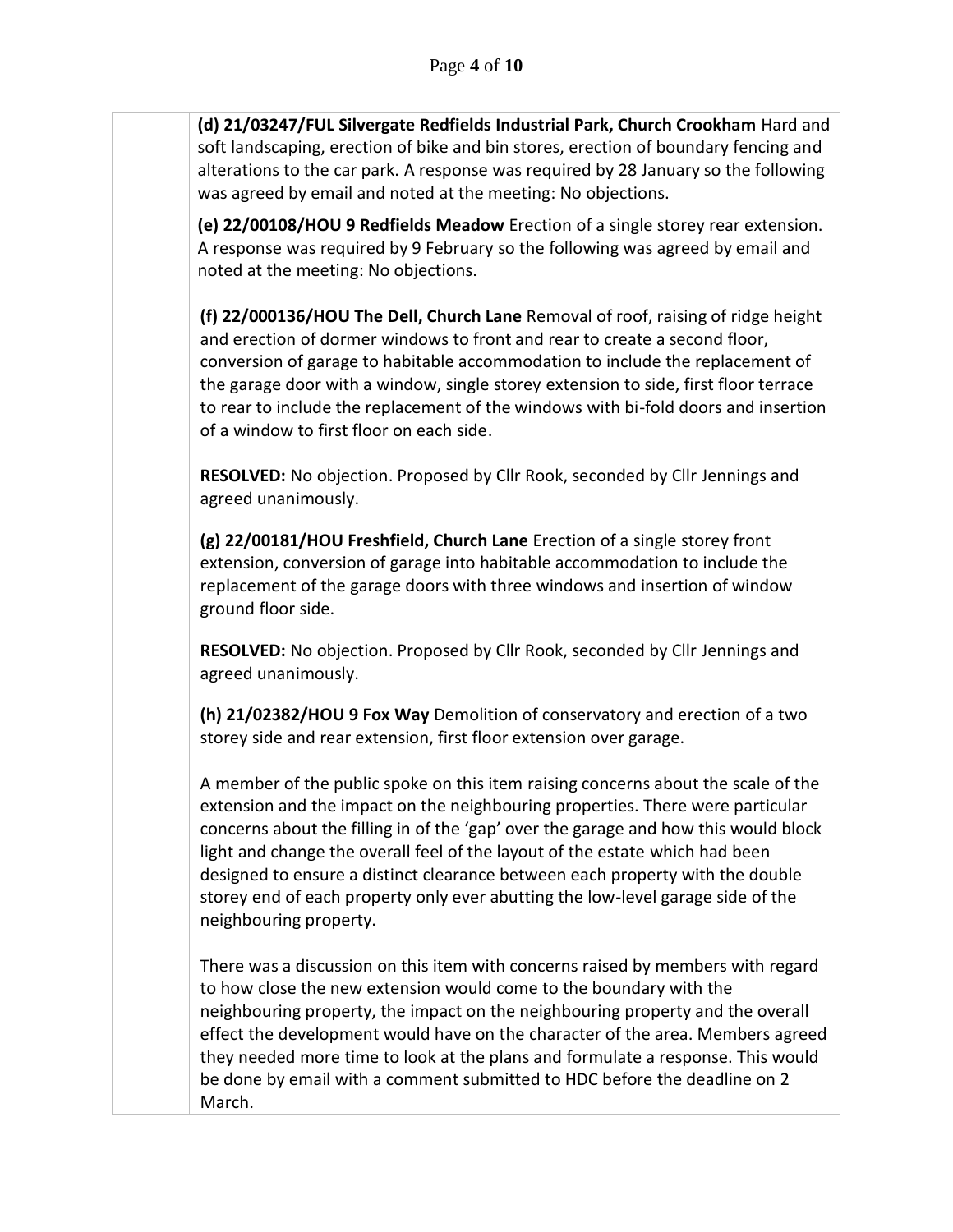**(d) 21/03247/FUL Silvergate Redfields Industrial Park, Church Crookham** Hard and soft landscaping, erection of bike and bin stores, erection of boundary fencing and alterations to the car park. A response was required by 28 January so the following was agreed by email and noted at the meeting: No objections.

**(e) 22/00108/HOU 9 Redfields Meadow** Erection of a single storey rear extension. A response was required by 9 February so the following was agreed by email and noted at the meeting: No objections.

**(f) 22/000136/HOU The Dell, Church Lane** Removal of roof, raising of ridge height and erection of dormer windows to front and rear to create a second floor, conversion of garage to habitable accommodation to include the replacement of the garage door with a window, single storey extension to side, first floor terrace to rear to include the replacement of the windows with bi-fold doors and insertion of a window to first floor on each side.

**RESOLVED:** No objection. Proposed by Cllr Rook, seconded by Cllr Jennings and agreed unanimously.

**(g) 22/00181/HOU Freshfield, Church Lane** Erection of a single storey front extension, conversion of garage into habitable accommodation to include the replacement of the garage doors with three windows and insertion of window ground floor side.

**RESOLVED:** No objection. Proposed by Cllr Rook, seconded by Cllr Jennings and agreed unanimously.

**(h) 21/02382/HOU 9 Fox Way** Demolition of conservatory and erection of a two storey side and rear extension, first floor extension over garage.

A member of the public spoke on this item raising concerns about the scale of the extension and the impact on the neighbouring properties. There were particular concerns about the filling in of the 'gap' over the garage and how this would block light and change the overall feel of the layout of the estate which had been designed to ensure a distinct clearance between each property with the double storey end of each property only ever abutting the low-level garage side of the neighbouring property.

There was a discussion on this item with concerns raised by members with regard to how close the new extension would come to the boundary with the neighbouring property, the impact on the neighbouring property and the overall effect the development would have on the character of the area. Members agreed they needed more time to look at the plans and formulate a response. This would be done by email with a comment submitted to HDC before the deadline on 2 March.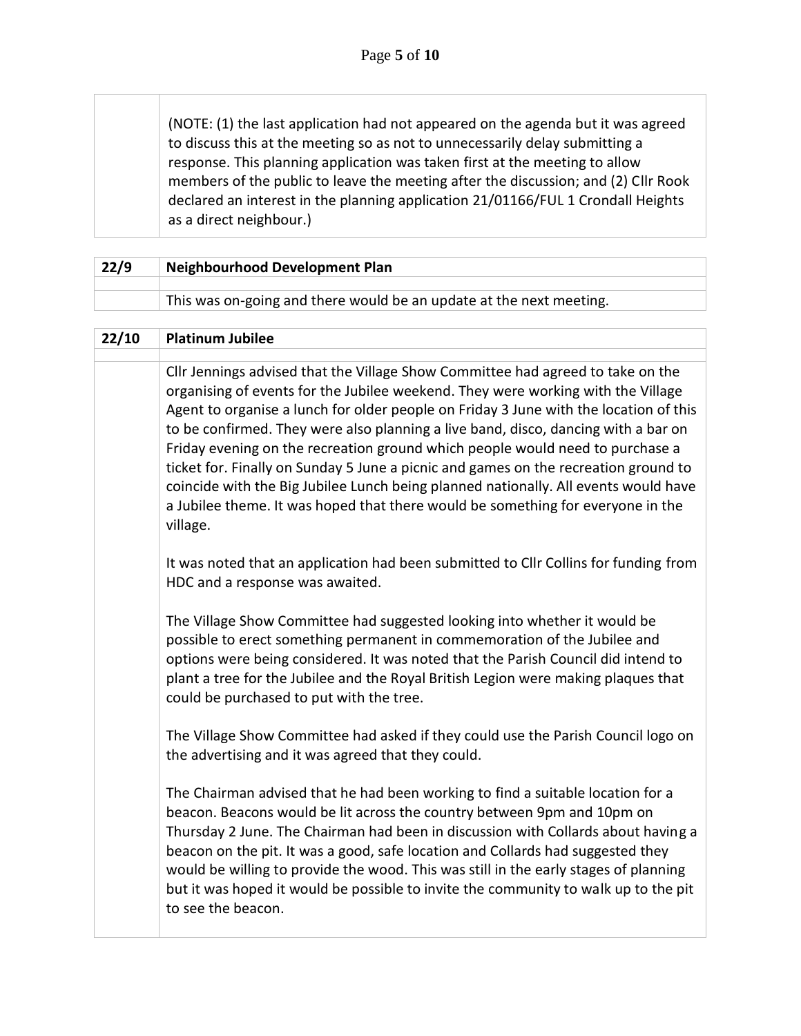(NOTE: (1) the last application had not appeared on the agenda but it was agreed to discuss this at the meeting so as not to unnecessarily delay submitting a response. This planning application was taken first at the meeting to allow members of the public to leave the meeting after the discussion; and (2) Cllr Rook declared an interest in the planning application 21/01166/FUL 1 Crondall Heights as a direct neighbour.)

| 22/9 | Neighbourhood Development Plan |
|---|---|
| | This was on-going and there would be an update at the next meeting. |

| 22/10 | Platinum Jubilee |
|---|---|
| | Cllr Jennings advised that the Village Show Committee had agreed to take on the organising of events for the Jubilee weekend. They were working with the Village Agent to organise a lunch for older people on Friday 3 June with the location of this to be confirmed. They were also planning a live band, disco, dancing with a bar on Friday evening on the recreation ground which people would need to purchase a ticket for. Finally on Sunday 5 June a picnic and games on the recreation ground to coincide with the Big Jubilee Lunch being planned nationally. All events would have a Jubilee theme. It was hoped that there would be something for everyone in the village.<br><br>It was noted that an application had been submitted to Cllr Collins for funding from HDC and a response was awaited.<br><br>The Village Show Committee had suggested looking into whether it would be possible to erect something permanent in commemoration of the Jubilee and options were being considered. It was noted that the Parish Council did intend to plant a tree for the Jubilee and the Royal British Legion were making plaques that could be purchased to put with the tree.<br><br>The Village Show Committee had asked if they could use the Parish Council logo on the advertising and it was agreed that they could.<br><br>The Chairman advised that he had been working to find a suitable location for a beacon. Beacons would be lit across the country between 9pm and 10pm on Thursday 2 June. The Chairman had been in discussion with Collards about having a beacon on the pit. It was a good, safe location and Collards had suggested they would be willing to provide the wood. This was still in the early stages of planning but it was hoped it would be possible to invite the community to walk up to the pit to see the beacon. |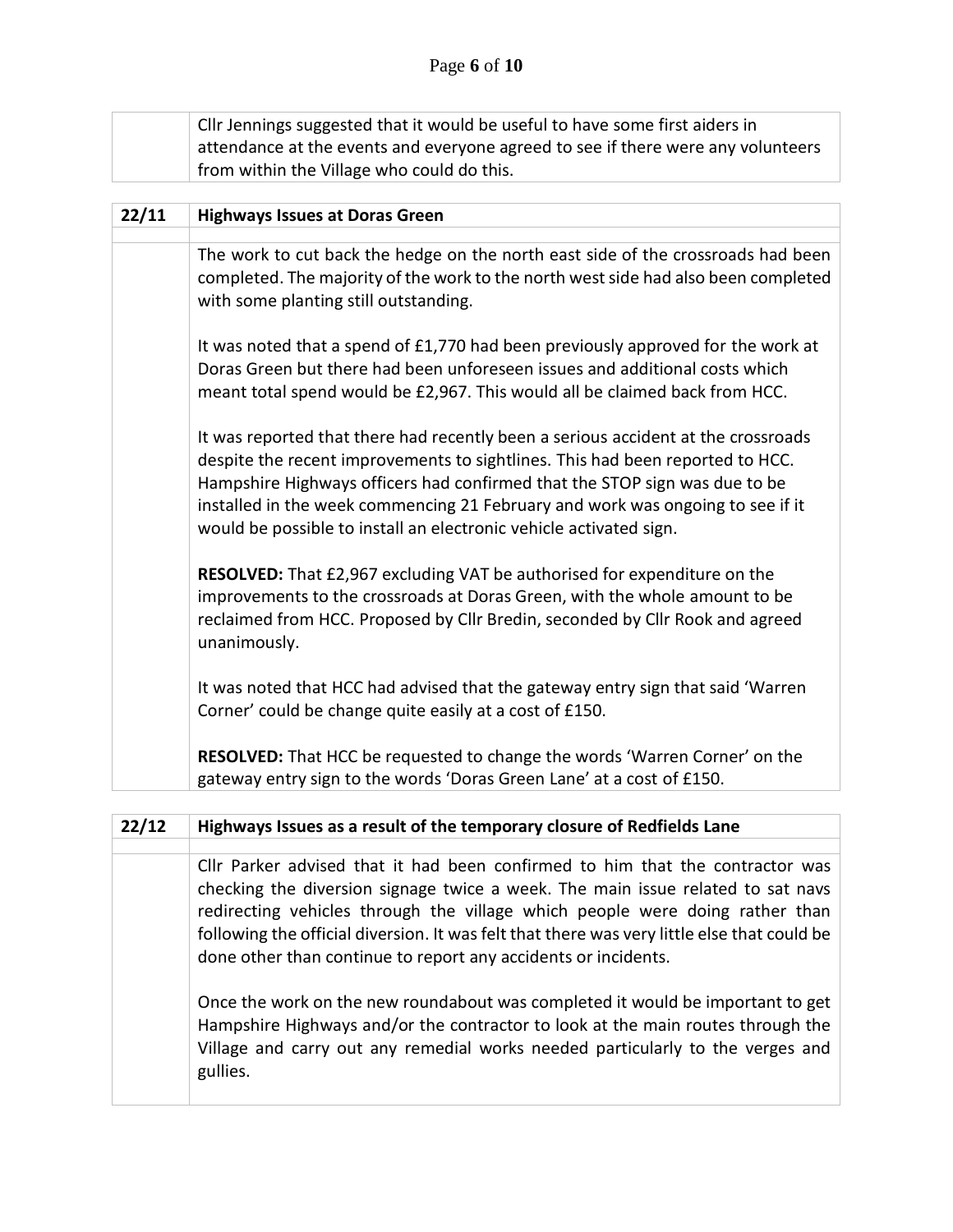Cllr Jennings suggested that it would be useful to have some first aiders in attendance at the events and everyone agreed to see if there were any volunteers from within the Village who could do this.

## 22/11 Highways Issues at Doras Green

The work to cut back the hedge on the north east side of the crossroads had been completed. The majority of the work to the north west side had also been completed with some planting still outstanding.

It was noted that a spend of £1,770 had been previously approved for the work at Doras Green but there had been unforeseen issues and additional costs which meant total spend would be £2,967. This would all be claimed back from HCC.

It was reported that there had recently been a serious accident at the crossroads despite the recent improvements to sightlines. This had been reported to HCC. Hampshire Highways officers had confirmed that the STOP sign was due to be installed in the week commencing 21 February and work was ongoing to see if it would be possible to install an electronic vehicle activated sign.

**RESOLVED:** That £2,967 excluding VAT be authorised for expenditure on the improvements to the crossroads at Doras Green, with the whole amount to be reclaimed from HCC. Proposed by Cllr Bredin, seconded by Cllr Rook and agreed unanimously.

It was noted that HCC had advised that the gateway entry sign that said 'Warren Corner' could be change quite easily at a cost of £150.

**RESOLVED:** That HCC be requested to change the words 'Warren Corner' on the gateway entry sign to the words 'Doras Green Lane' at a cost of £150.

## 22/12 Highways Issues as a result of the temporary closure of Redfields Lane

Cllr Parker advised that it had been confirmed to him that the contractor was checking the diversion signage twice a week. The main issue related to sat navs redirecting vehicles through the village which people were doing rather than following the official diversion. It was felt that there was very little else that could be done other than continue to report any accidents or incidents.

Once the work on the new roundabout was completed it would be important to get Hampshire Highways and/or the contractor to look at the main routes through the Village and carry out any remedial works needed particularly to the verges and gullies.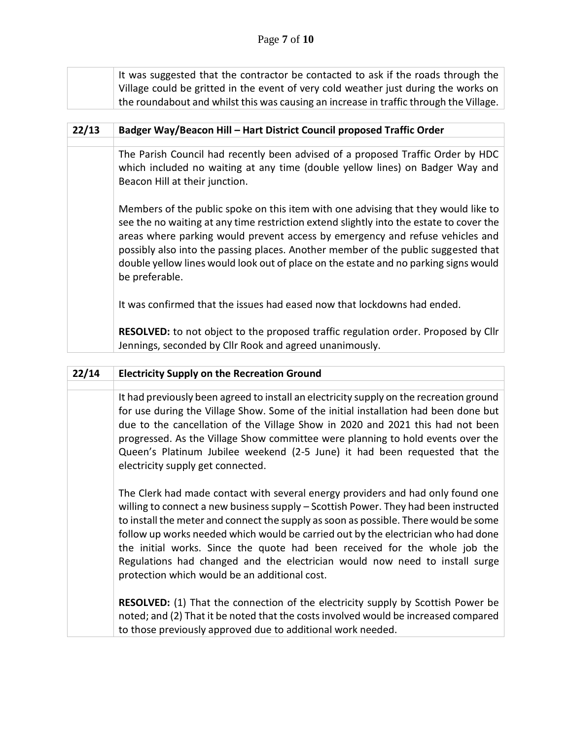It was suggested that the contractor be contacted to ask if the roads through the Village could be gritted in the event of very cold weather just during the works on the roundabout and whilst this was causing an increase in traffic through the Village.

## 22/13 Badger Way/Beacon Hill – Hart District Council proposed Traffic Order

The Parish Council had recently been advised of a proposed Traffic Order by HDC which included no waiting at any time (double yellow lines) on Badger Way and Beacon Hill at their junction.

Members of the public spoke on this item with one advising that they would like to see the no waiting at any time restriction extend slightly into the estate to cover the areas where parking would prevent access by emergency and refuse vehicles and possibly also into the passing places. Another member of the public suggested that double yellow lines would look out of place on the estate and no parking signs would be preferable.

It was confirmed that the issues had eased now that lockdowns had ended.

**RESOLVED:** to not object to the proposed traffic regulation order. Proposed by Cllr Jennings, seconded by Cllr Rook and agreed unanimously.

## 22/14 Electricity Supply on the Recreation Ground

It had previously been agreed to install an electricity supply on the recreation ground for use during the Village Show. Some of the initial installation had been done but due to the cancellation of the Village Show in 2020 and 2021 this had not been progressed. As the Village Show committee were planning to hold events over the Queen's Platinum Jubilee weekend (2-5 June) it had been requested that the electricity supply get connected.

The Clerk had made contact with several energy providers and had only found one willing to connect a new business supply – Scottish Power. They had been instructed to install the meter and connect the supply as soon as possible. There would be some follow up works needed which would be carried out by the electrician who had done the initial works. Since the quote had been received for the whole job the Regulations had changed and the electrician would now need to install surge protection which would be an additional cost.

**RESOLVED:** (1) That the connection of the electricity supply by Scottish Power be noted; and (2) That it be noted that the costs involved would be increased compared to those previously approved due to additional work needed.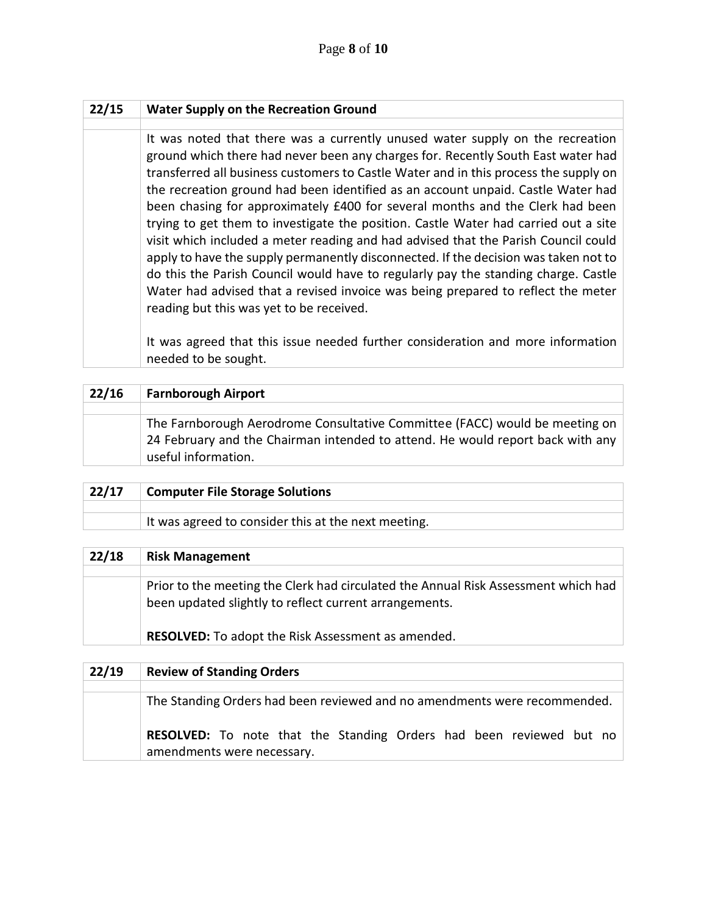| 22/15 | **Water Supply on the Recreation Ground** |
|---|---|
| | |
| | It was noted that there was a currently unused water supply on the recreation ground which there had never been any charges for. Recently South East water had transferred all business customers to Castle Water and in this process the supply on the recreation ground had been identified as an account unpaid. Castle Water had been chasing for approximately £400 for several months and the Clerk had been trying to get them to investigate the position. Castle Water had carried out a site visit which included a meter reading and had advised that the Parish Council could apply to have the supply permanently disconnected. If the decision was taken not to do this the Parish Council would have to regularly pay the standing charge. Castle Water had advised that a revised invoice was being prepared to reflect the meter reading but this was yet to be received.<br><br>It was agreed that this issue needed further consideration and more information needed to be sought. |

| 22/16 | **Farnborough Airport** |
|---|---|
| | |
| | The Farnborough Aerodrome Consultative Committee (FACC) would be meeting on 24 February and the Chairman intended to attend. He would report back with any useful information. |

| 22/17 | **Computer File Storage Solutions** |
|---|---|
| | |
| | It was agreed to consider this at the next meeting. |

| 22/18 | **Risk Management** |
|---|---|
| | |
| | Prior to the meeting the Clerk had circulated the Annual Risk Assessment which had been updated slightly to reflect current arrangements.<br><br>**RESOLVED:** To adopt the Risk Assessment as amended. |

| 22/19 | **Review of Standing Orders** |
|---|---|
| | |
| | The Standing Orders had been reviewed and no amendments were recommended.<br><br>**RESOLVED:** To note that the Standing Orders had been reviewed but no amendments were necessary. |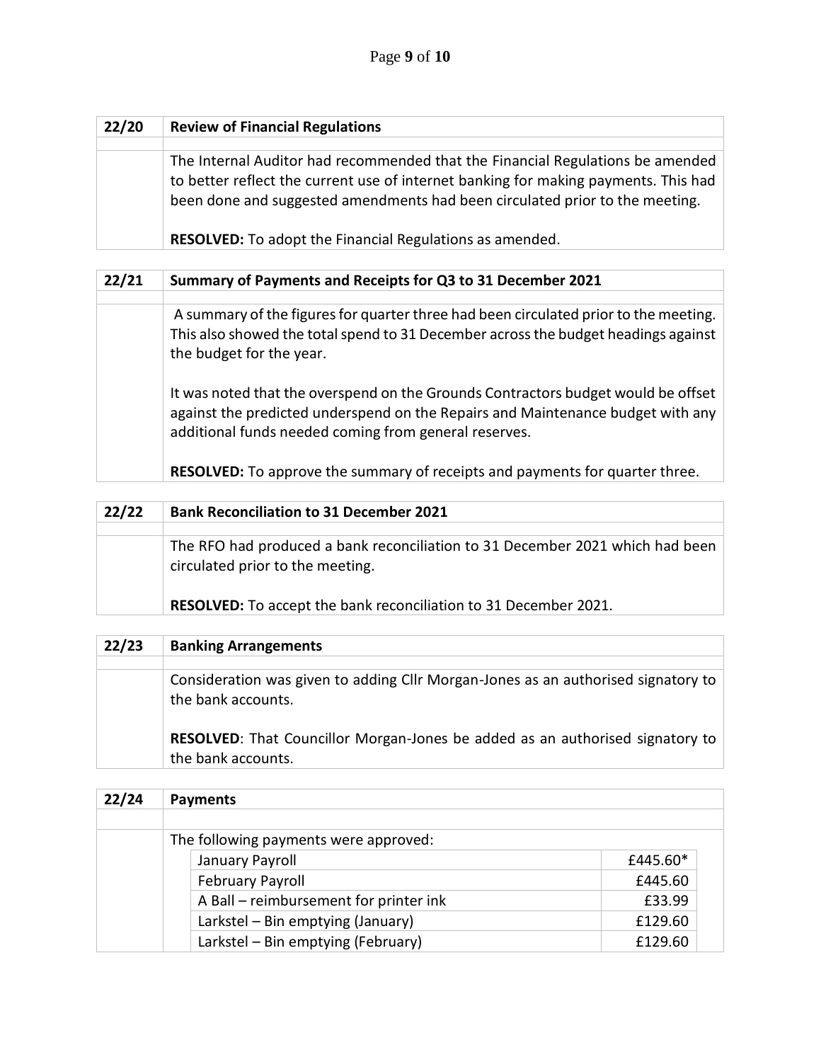## 22/20 Review of Financial Regulations

The Internal Auditor had recommended that the Financial Regulations be amended to better reflect the current use of internet banking for making payments. This had been done and suggested amendments had been circulated prior to the meeting.

**RESOLVED:** To adopt the Financial Regulations as amended.

## 22/21 Summary of Payments and Receipts for Q3 to 31 December 2021

A summary of the figures for quarter three had been circulated prior to the meeting. This also showed the total spend to 31 December across the budget headings against the budget for the year.

It was noted that the overspend on the Grounds Contractors budget would be offset against the predicted underspend on the Repairs and Maintenance budget with any additional funds needed coming from general reserves.

**RESOLVED:** To approve the summary of receipts and payments for quarter three.

## 22/22 Bank Reconciliation to 31 December 2021

The RFO had produced a bank reconciliation to 31 December 2021 which had been circulated prior to the meeting.

**RESOLVED:** To accept the bank reconciliation to 31 December 2021.

## 22/23 Banking Arrangements

Consideration was given to adding Cllr Morgan-Jones as an authorised signatory to the bank accounts.

**RESOLVED**: That Councillor Morgan-Jones be added as an authorised signatory to the bank accounts.

## 22/24 Payments

The following payments were approved:

| | |
|---|---:|
| January Payroll | £445.60* |
| February Payroll | £445.60 |
| A Ball – reimbursement for printer ink | £33.99 |
| Larkstel – Bin emptying (January) | £129.60 |
| Larkstel – Bin emptying (February) | £129.60 |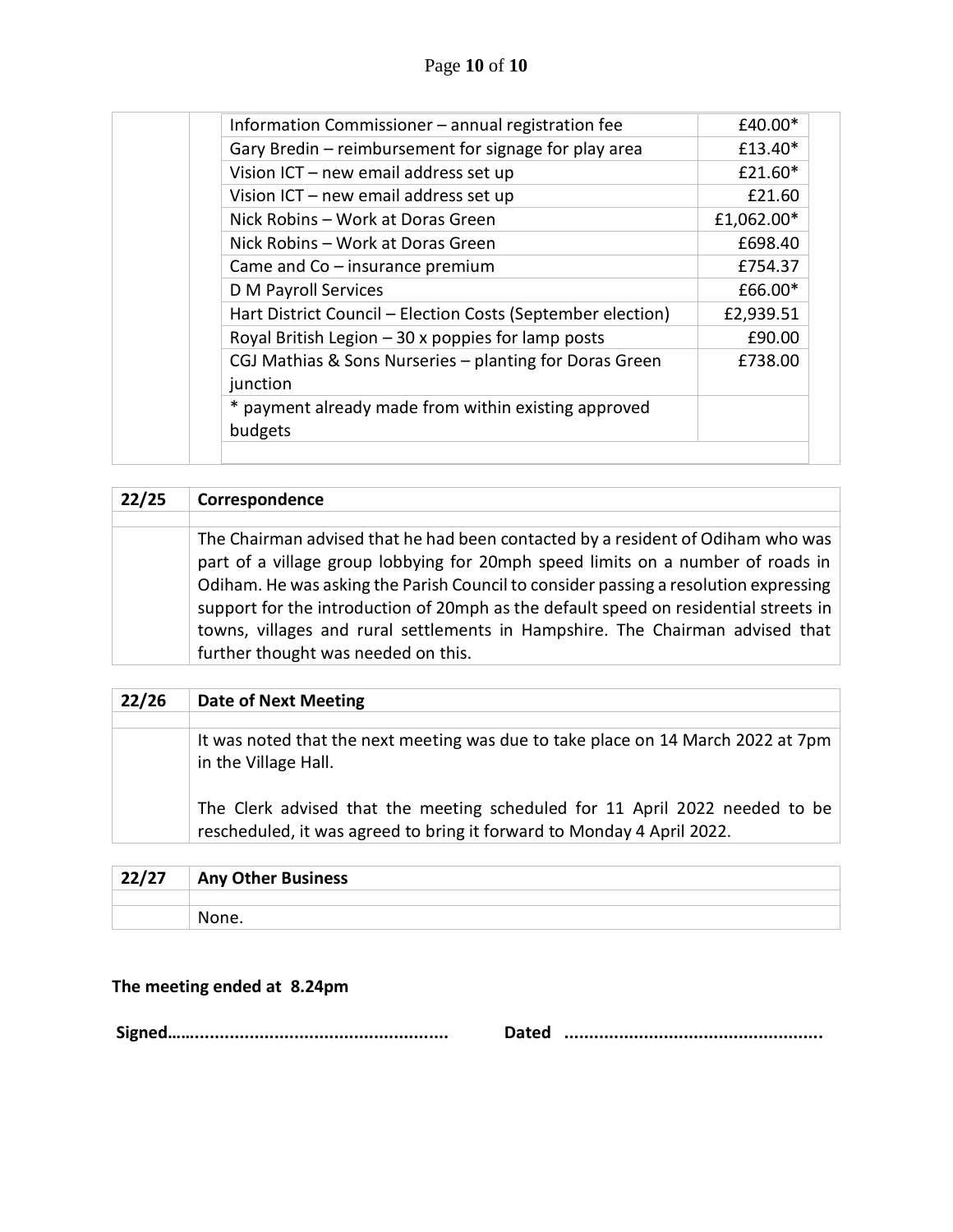| | | |
|---|---|---|
| | Information Commissioner – annual registration fee | £40.00* |
| | Gary Bredin – reimbursement for signage for play area | £13.40* |
| | Vision ICT – new email address set up | £21.60* |
| | Vision ICT – new email address set up | £21.60 |
| | Nick Robins – Work at Doras Green | £1,062.00* |
| | Nick Robins – Work at Doras Green | £698.40 |
| | Came and Co – insurance premium | £754.37 |
| | D M Payroll Services | £66.00* |
| | Hart District Council – Election Costs (September election) | £2,939.51 |
| | Royal British Legion – 30 x poppies for lamp posts | £90.00 |
| | CGJ Mathias & Sons Nurseries – planting for Doras Green junction | £738.00 |
| | * payment already made from within existing approved budgets | |

| 22/25 | Correspondence |
|---|---|
| | The Chairman advised that he had been contacted by a resident of Odiham who was part of a village group lobbying for 20mph speed limits on a number of roads in Odiham. He was asking the Parish Council to consider passing a resolution expressing support for the introduction of 20mph as the default speed on residential streets in towns, villages and rural settlements in Hampshire. The Chairman advised that further thought was needed on this. |

| 22/26 | Date of Next Meeting |
|---|---|
| | It was noted that the next meeting was due to take place on 14 March 2022 at 7pm in the Village Hall.<br><br>The Clerk advised that the meeting scheduled for 11 April 2022 needed to be rescheduled, it was agreed to bring it forward to Monday 4 April 2022. |

| 22/27 | Any Other Business |
|---|---|
| | None. |

**The meeting ended at 8.24pm**

**Signed…....................................................** **Dated ...................................................**